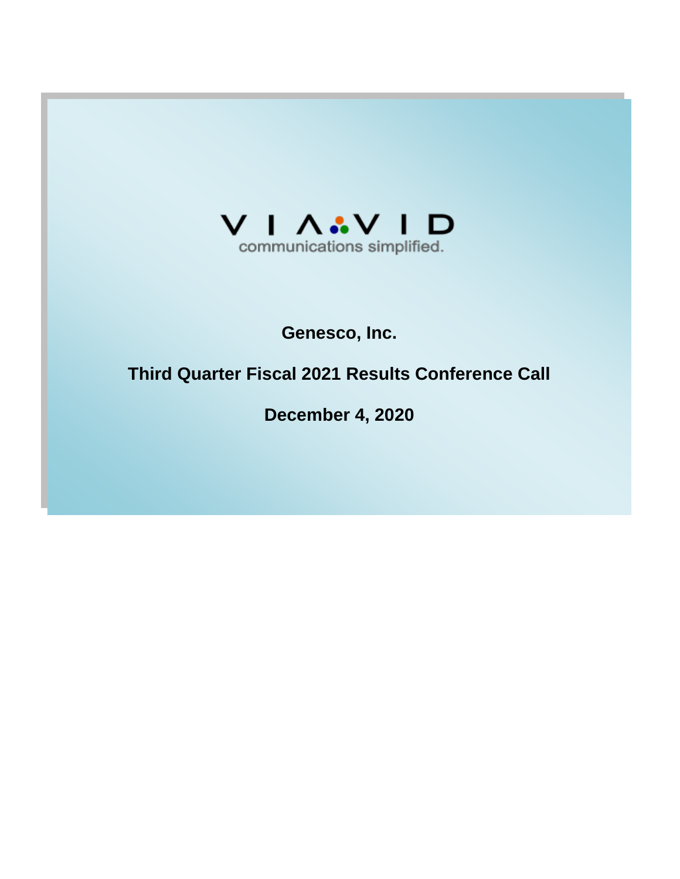VIAVID

communications simplified.

# Genesco, Inc.

## Third Quarter Fiscal 2021 Results Conference Call

## December 4, 2020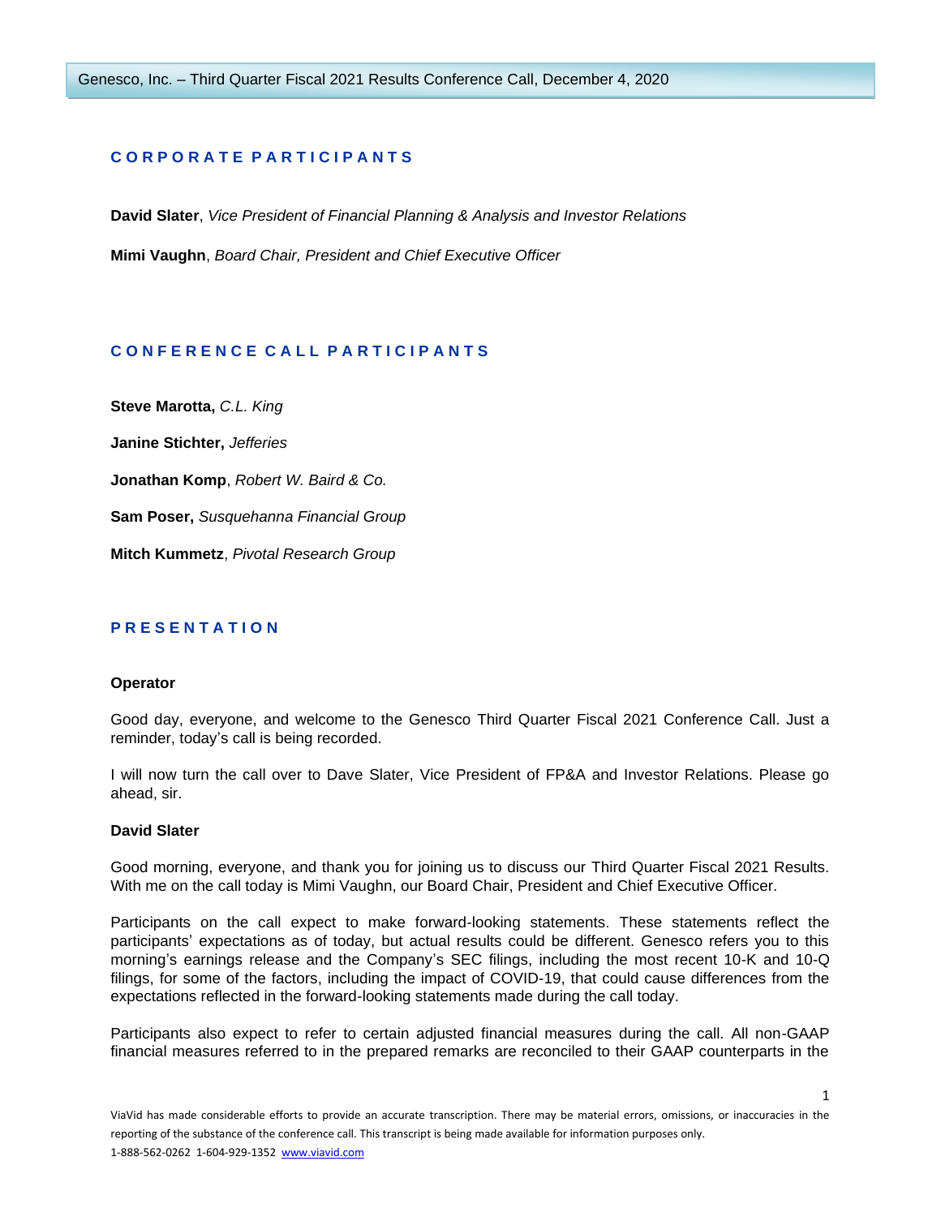## CORPORATE PARTICIPANTS

**David Slater**, *Vice President of Financial Planning & Analysis and Investor Relations*

**Mimi Vaughn**, *Board Chair, President and Chief Executive Officer*

## CONFERENCE CALL PARTICIPANTS

**Steve Marotta,** *C.L. King*

**Janine Stichter,** *Jefferies*

**Jonathan Komp**, *Robert W. Baird & Co.*

**Sam Poser,** *Susquehanna Financial Group*

**Mitch Kummetz**, *Pivotal Research Group*

## PRESENTATION

**Operator**

Good day, everyone, and welcome to the Genesco Third Quarter Fiscal 2021 Conference Call. Just a reminder, today's call is being recorded.

I will now turn the call over to Dave Slater, Vice President of FP&A and Investor Relations. Please go ahead, sir.

**David Slater**

Good morning, everyone, and thank you for joining us to discuss our Third Quarter Fiscal 2021 Results. With me on the call today is Mimi Vaughn, our Board Chair, President and Chief Executive Officer.

Participants on the call expect to make forward-looking statements. These statements reflect the participants' expectations as of today, but actual results could be different. Genesco refers you to this morning's earnings release and the Company's SEC filings, including the most recent 10-K and 10-Q filings, for some of the factors, including the impact of COVID-19, that could cause differences from the expectations reflected in the forward-looking statements made during the call today.

Participants also expect to refer to certain adjusted financial measures during the call. All non-GAAP financial measures referred to in the prepared remarks are reconciled to their GAAP counterparts in the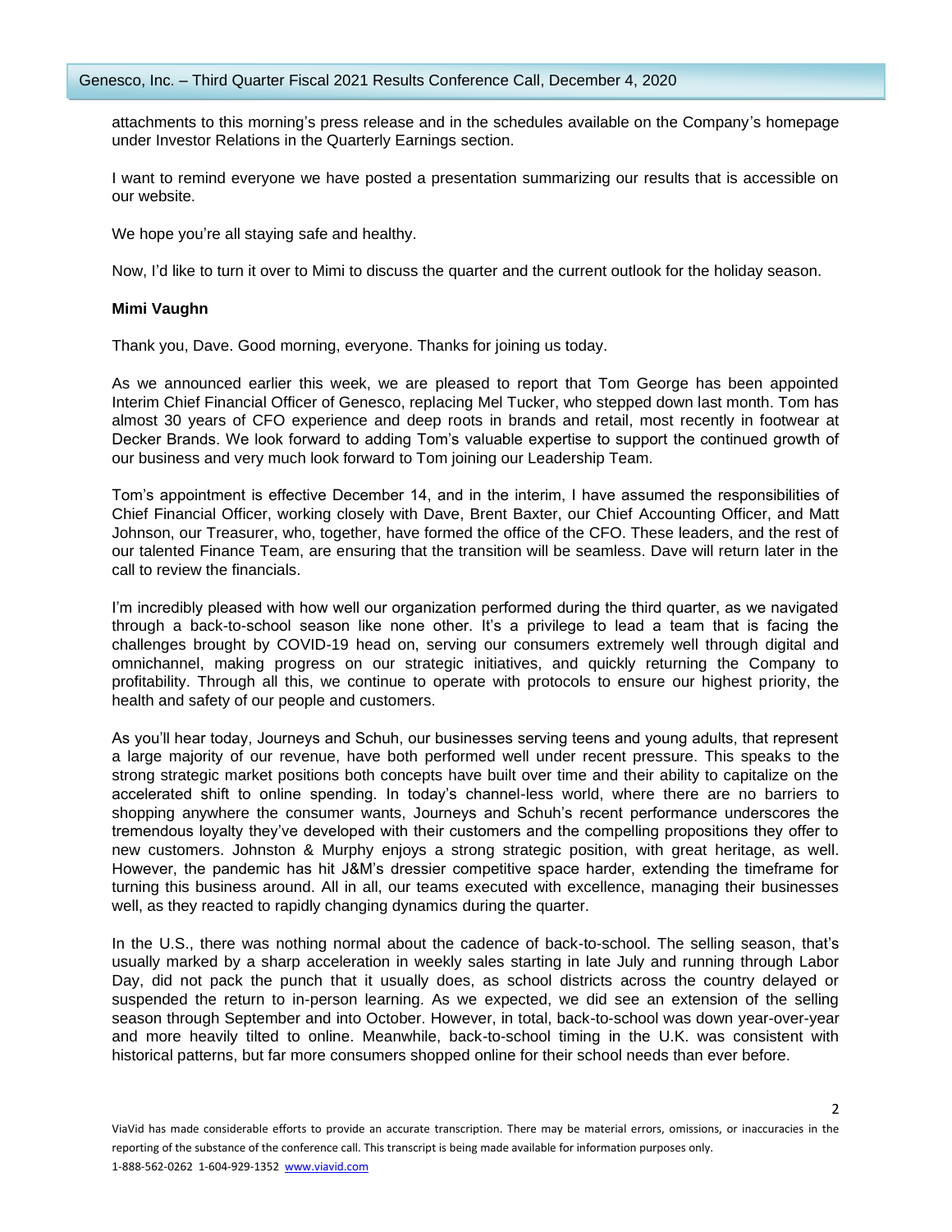attachments to this morning's press release and in the schedules available on the Company's homepage under Investor Relations in the Quarterly Earnings section.

I want to remind everyone we have posted a presentation summarizing our results that is accessible on our website.

We hope you're all staying safe and healthy.

Now, I'd like to turn it over to Mimi to discuss the quarter and the current outlook for the holiday season.

**Mimi Vaughn**

Thank you, Dave. Good morning, everyone. Thanks for joining us today.

As we announced earlier this week, we are pleased to report that Tom George has been appointed Interim Chief Financial Officer of Genesco, replacing Mel Tucker, who stepped down last month. Tom has almost 30 years of CFO experience and deep roots in brands and retail, most recently in footwear at Decker Brands. We look forward to adding Tom's valuable expertise to support the continued growth of our business and very much look forward to Tom joining our Leadership Team.

Tom's appointment is effective December 14, and in the interim, I have assumed the responsibilities of Chief Financial Officer, working closely with Dave, Brent Baxter, our Chief Accounting Officer, and Matt Johnson, our Treasurer, who, together, have formed the office of the CFO. These leaders, and the rest of our talented Finance Team, are ensuring that the transition will be seamless. Dave will return later in the call to review the financials.

I'm incredibly pleased with how well our organization performed during the third quarter, as we navigated through a back-to-school season like none other. It's a privilege to lead a team that is facing the challenges brought by COVID-19 head on, serving our consumers extremely well through digital and omnichannel, making progress on our strategic initiatives, and quickly returning the Company to profitability. Through all this, we continue to operate with protocols to ensure our highest priority, the health and safety of our people and customers.

As you'll hear today, Journeys and Schuh, our businesses serving teens and young adults, that represent a large majority of our revenue, have both performed well under recent pressure. This speaks to the strong strategic market positions both concepts have built over time and their ability to capitalize on the accelerated shift to online spending. In today's channel-less world, where there are no barriers to shopping anywhere the consumer wants, Journeys and Schuh's recent performance underscores the tremendous loyalty they've developed with their customers and the compelling propositions they offer to new customers. Johnston & Murphy enjoys a strong strategic position, with great heritage, as well. However, the pandemic has hit J&M's dressier competitive space harder, extending the timeframe for turning this business around. All in all, our teams executed with excellence, managing their businesses well, as they reacted to rapidly changing dynamics during the quarter.

In the U.S., there was nothing normal about the cadence of back-to-school. The selling season, that's usually marked by a sharp acceleration in weekly sales starting in late July and running through Labor Day, did not pack the punch that it usually does, as school districts across the country delayed or suspended the return to in-person learning. As we expected, we did see an extension of the selling season through September and into October. However, in total, back-to-school was down year-over-year and more heavily tilted to online. Meanwhile, back-to-school timing in the U.K. was consistent with historical patterns, but far more consumers shopped online for their school needs than ever before.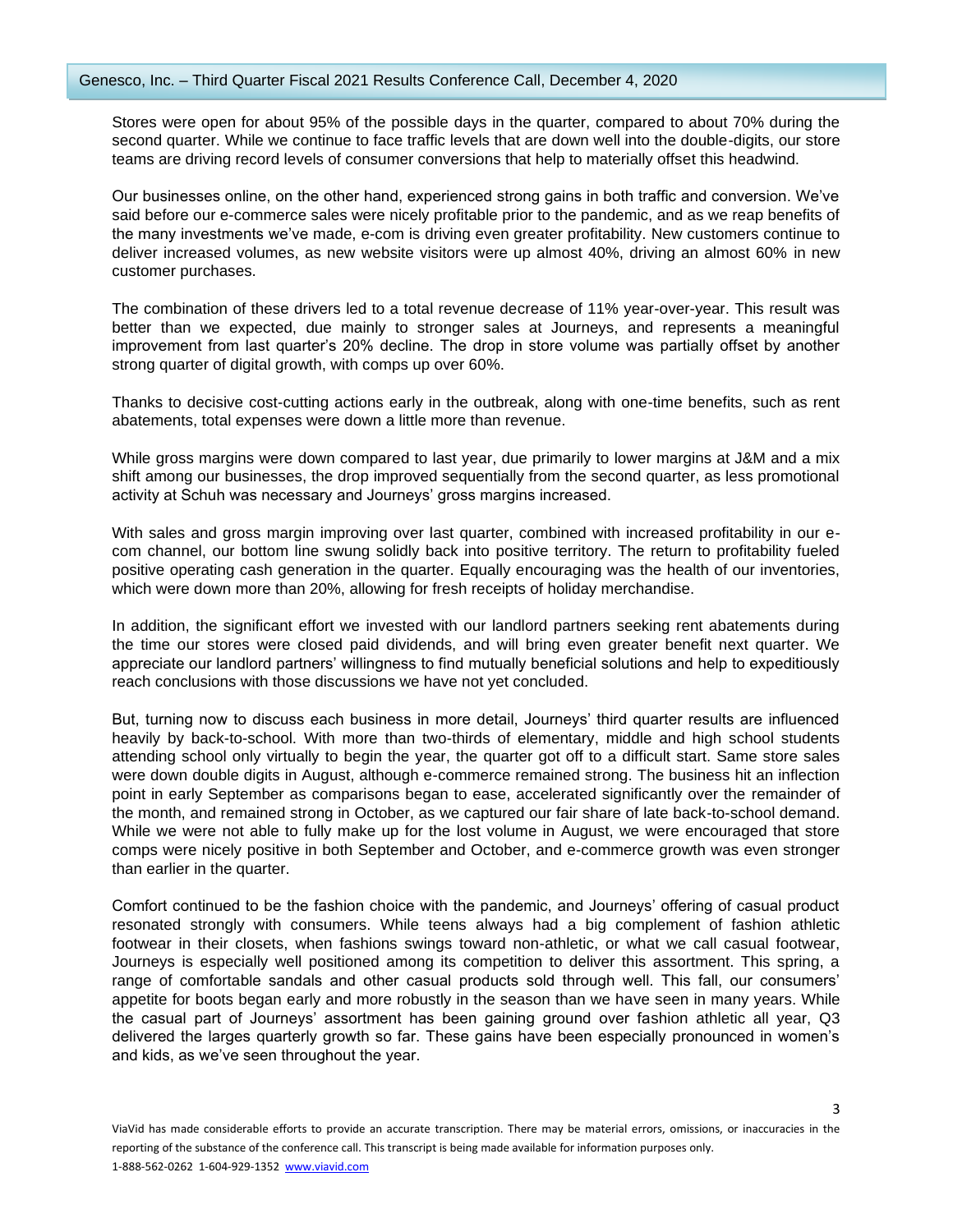Stores were open for about 95% of the possible days in the quarter, compared to about 70% during the second quarter. While we continue to face traffic levels that are down well into the double-digits, our store teams are driving record levels of consumer conversions that help to materially offset this headwind.

Our businesses online, on the other hand, experienced strong gains in both traffic and conversion. We've said before our e-commerce sales were nicely profitable prior to the pandemic, and as we reap benefits of the many investments we've made, e-com is driving even greater profitability. New customers continue to deliver increased volumes, as new website visitors were up almost 40%, driving an almost 60% in new customer purchases.

The combination of these drivers led to a total revenue decrease of 11% year-over-year. This result was better than we expected, due mainly to stronger sales at Journeys, and represents a meaningful improvement from last quarter's 20% decline. The drop in store volume was partially offset by another strong quarter of digital growth, with comps up over 60%.

Thanks to decisive cost-cutting actions early in the outbreak, along with one-time benefits, such as rent abatements, total expenses were down a little more than revenue.

While gross margins were down compared to last year, due primarily to lower margins at J&M and a mix shift among our businesses, the drop improved sequentially from the second quarter, as less promotional activity at Schuh was necessary and Journeys' gross margins increased.

With sales and gross margin improving over last quarter, combined with increased profitability in our e-com channel, our bottom line swung solidly back into positive territory. The return to profitability fueled positive operating cash generation in the quarter. Equally encouraging was the health of our inventories, which were down more than 20%, allowing for fresh receipts of holiday merchandise.

In addition, the significant effort we invested with our landlord partners seeking rent abatements during the time our stores were closed paid dividends, and will bring even greater benefit next quarter. We appreciate our landlord partners' willingness to find mutually beneficial solutions and help to expeditiously reach conclusions with those discussions we have not yet concluded.

But, turning now to discuss each business in more detail, Journeys' third quarter results are influenced heavily by back-to-school. With more than two-thirds of elementary, middle and high school students attending school only virtually to begin the year, the quarter got off to a difficult start. Same store sales were down double digits in August, although e-commerce remained strong. The business hit an inflection point in early September as comparisons began to ease, accelerated significantly over the remainder of the month, and remained strong in October, as we captured our fair share of late back-to-school demand. While we were not able to fully make up for the lost volume in August, we were encouraged that store comps were nicely positive in both September and October, and e-commerce growth was even stronger than earlier in the quarter.

Comfort continued to be the fashion choice with the pandemic, and Journeys' offering of casual product resonated strongly with consumers. While teens always had a big complement of fashion athletic footwear in their closets, when fashions swings toward non-athletic, or what we call casual footwear, Journeys is especially well positioned among its competition to deliver this assortment. This spring, a range of comfortable sandals and other casual products sold through well. This fall, our consumers' appetite for boots began early and more robustly in the season than we have seen in many years. While the casual part of Journeys' assortment has been gaining ground over fashion athletic all year, Q3 delivered the larges quarterly growth so far. These gains have been especially pronounced in women's and kids, as we've seen throughout the year.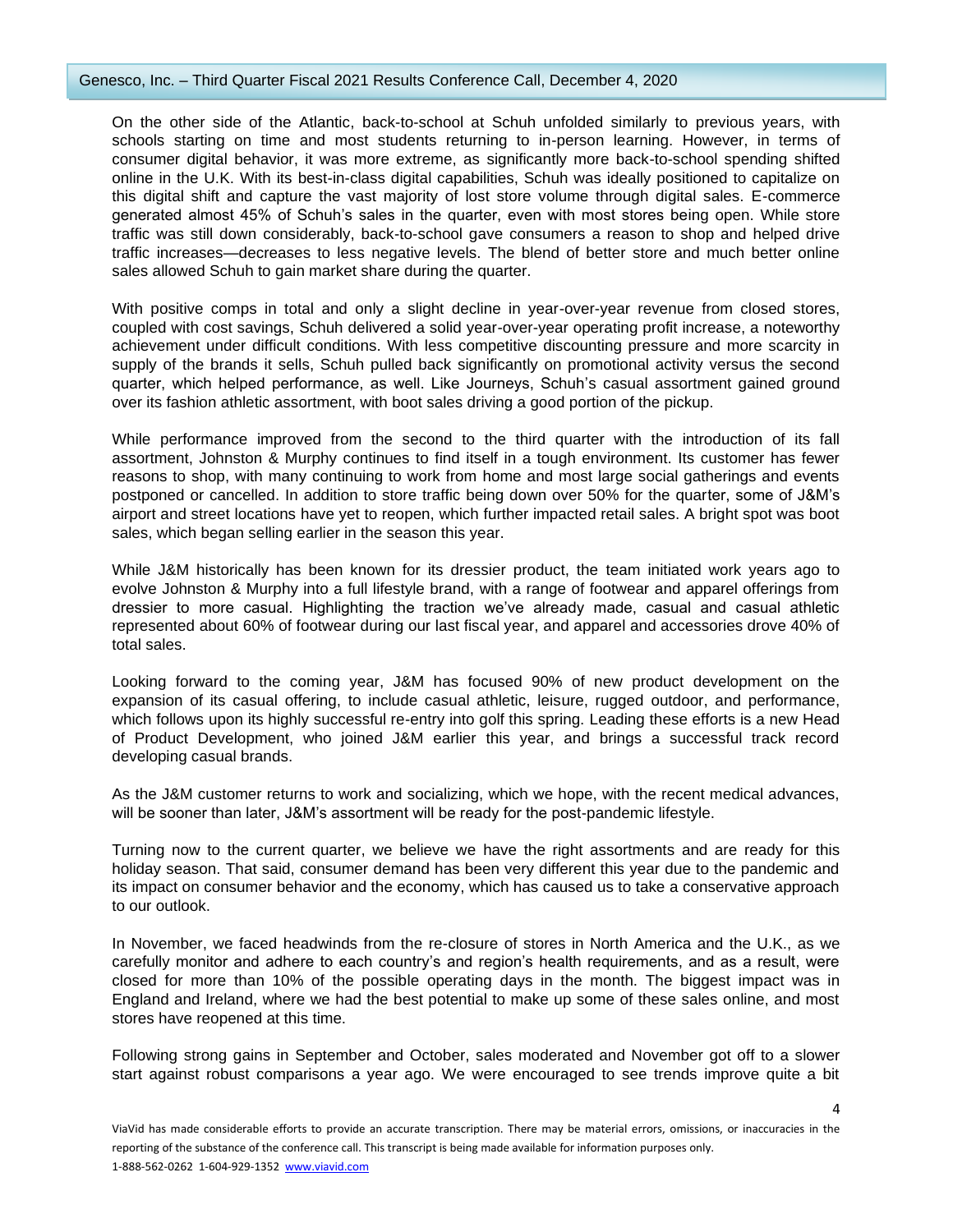On the other side of the Atlantic, back-to-school at Schuh unfolded similarly to previous years, with schools starting on time and most students returning to in-person learning. However, in terms of consumer digital behavior, it was more extreme, as significantly more back-to-school spending shifted online in the U.K. With its best-in-class digital capabilities, Schuh was ideally positioned to capitalize on this digital shift and capture the vast majority of lost store volume through digital sales. E-commerce generated almost 45% of Schuh's sales in the quarter, even with most stores being open. While store traffic was still down considerably, back-to-school gave consumers a reason to shop and helped drive traffic increases—decreases to less negative levels. The blend of better store and much better online sales allowed Schuh to gain market share during the quarter.

With positive comps in total and only a slight decline in year-over-year revenue from closed stores, coupled with cost savings, Schuh delivered a solid year-over-year operating profit increase, a noteworthy achievement under difficult conditions. With less competitive discounting pressure and more scarcity in supply of the brands it sells, Schuh pulled back significantly on promotional activity versus the second quarter, which helped performance, as well. Like Journeys, Schuh's casual assortment gained ground over its fashion athletic assortment, with boot sales driving a good portion of the pickup.

While performance improved from the second to the third quarter with the introduction of its fall assortment, Johnston & Murphy continues to find itself in a tough environment. Its customer has fewer reasons to shop, with many continuing to work from home and most large social gatherings and events postponed or cancelled. In addition to store traffic being down over 50% for the quarter, some of J&M's airport and street locations have yet to reopen, which further impacted retail sales. A bright spot was boot sales, which began selling earlier in the season this year.

While J&M historically has been known for its dressier product, the team initiated work years ago to evolve Johnston & Murphy into a full lifestyle brand, with a range of footwear and apparel offerings from dressier to more casual. Highlighting the traction we've already made, casual and casual athletic represented about 60% of footwear during our last fiscal year, and apparel and accessories drove 40% of total sales.

Looking forward to the coming year, J&M has focused 90% of new product development on the expansion of its casual offering, to include casual athletic, leisure, rugged outdoor, and performance, which follows upon its highly successful re-entry into golf this spring. Leading these efforts is a new Head of Product Development, who joined J&M earlier this year, and brings a successful track record developing casual brands.

As the J&M customer returns to work and socializing, which we hope, with the recent medical advances, will be sooner than later, J&M's assortment will be ready for the post-pandemic lifestyle.

Turning now to the current quarter, we believe we have the right assortments and are ready for this holiday season. That said, consumer demand has been very different this year due to the pandemic and its impact on consumer behavior and the economy, which has caused us to take a conservative approach to our outlook.

In November, we faced headwinds from the re-closure of stores in North America and the U.K., as we carefully monitor and adhere to each country's and region's health requirements, and as a result, were closed for more than 10% of the possible operating days in the month. The biggest impact was in England and Ireland, where we had the best potential to make up some of these sales online, and most stores have reopened at this time.

Following strong gains in September and October, sales moderated and November got off to a slower start against robust comparisons a year ago. We were encouraged to see trends improve quite a bit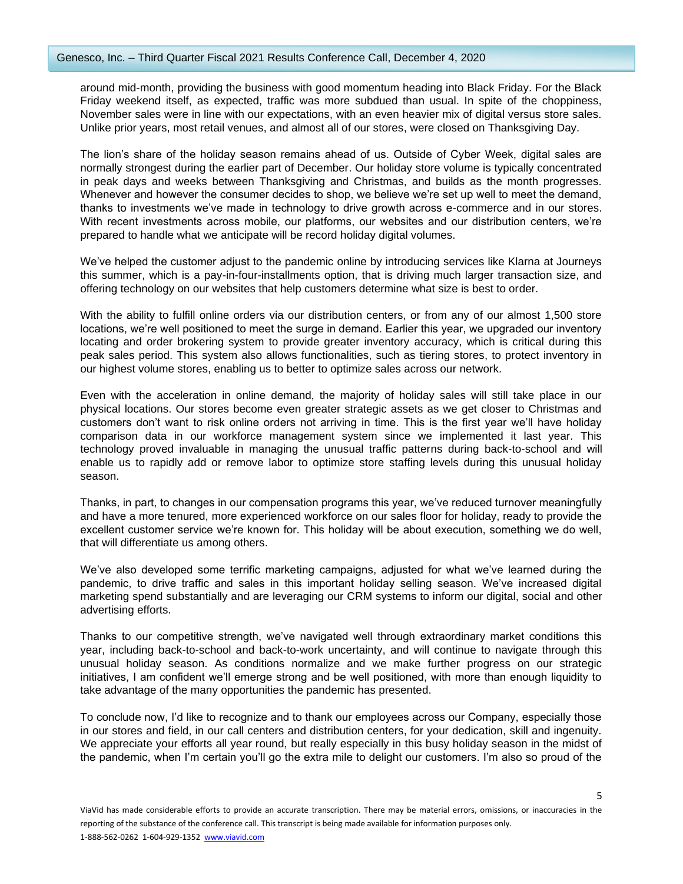around mid-month, providing the business with good momentum heading into Black Friday. For the Black Friday weekend itself, as expected, traffic was more subdued than usual. In spite of the choppiness, November sales were in line with our expectations, with an even heavier mix of digital versus store sales. Unlike prior years, most retail venues, and almost all of our stores, were closed on Thanksgiving Day.

The lion's share of the holiday season remains ahead of us. Outside of Cyber Week, digital sales are normally strongest during the earlier part of December. Our holiday store volume is typically concentrated in peak days and weeks between Thanksgiving and Christmas, and builds as the month progresses. Whenever and however the consumer decides to shop, we believe we're set up well to meet the demand, thanks to investments we've made in technology to drive growth across e-commerce and in our stores. With recent investments across mobile, our platforms, our websites and our distribution centers, we're prepared to handle what we anticipate will be record holiday digital volumes.

We've helped the customer adjust to the pandemic online by introducing services like Klarna at Journeys this summer, which is a pay-in-four-installments option, that is driving much larger transaction size, and offering technology on our websites that help customers determine what size is best to order.

With the ability to fulfill online orders via our distribution centers, or from any of our almost 1,500 store locations, we're well positioned to meet the surge in demand. Earlier this year, we upgraded our inventory locating and order brokering system to provide greater inventory accuracy, which is critical during this peak sales period. This system also allows functionalities, such as tiering stores, to protect inventory in our highest volume stores, enabling us to better to optimize sales across our network.

Even with the acceleration in online demand, the majority of holiday sales will still take place in our physical locations. Our stores become even greater strategic assets as we get closer to Christmas and customers don't want to risk online orders not arriving in time. This is the first year we'll have holiday comparison data in our workforce management system since we implemented it last year. This technology proved invaluable in managing the unusual traffic patterns during back-to-school and will enable us to rapidly add or remove labor to optimize store staffing levels during this unusual holiday season.

Thanks, in part, to changes in our compensation programs this year, we've reduced turnover meaningfully and have a more tenured, more experienced workforce on our sales floor for holiday, ready to provide the excellent customer service we're known for. This holiday will be about execution, something we do well, that will differentiate us among others.

We've also developed some terrific marketing campaigns, adjusted for what we've learned during the pandemic, to drive traffic and sales in this important holiday selling season. We've increased digital marketing spend substantially and are leveraging our CRM systems to inform our digital, social and other advertising efforts.

Thanks to our competitive strength, we've navigated well through extraordinary market conditions this year, including back-to-school and back-to-work uncertainty, and will continue to navigate through this unusual holiday season. As conditions normalize and we make further progress on our strategic initiatives, I am confident we'll emerge strong and be well positioned, with more than enough liquidity to take advantage of the many opportunities the pandemic has presented.

To conclude now, I'd like to recognize and to thank our employees across our Company, especially those in our stores and field, in our call centers and distribution centers, for your dedication, skill and ingenuity. We appreciate your efforts all year round, but really especially in this busy holiday season in the midst of the pandemic, when I'm certain you'll go the extra mile to delight our customers. I'm also so proud of the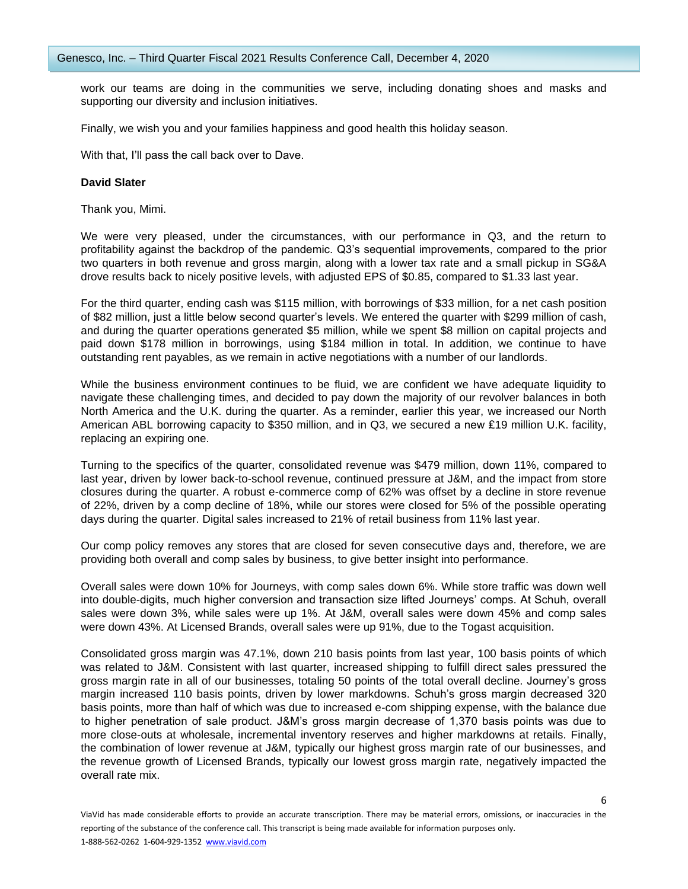work our teams are doing in the communities we serve, including donating shoes and masks and supporting our diversity and inclusion initiatives.

Finally, we wish you and your families happiness and good health this holiday season.

With that, I'll pass the call back over to Dave.

**David Slater**

Thank you, Mimi.

We were very pleased, under the circumstances, with our performance in Q3, and the return to profitability against the backdrop of the pandemic. Q3's sequential improvements, compared to the prior two quarters in both revenue and gross margin, along with a lower tax rate and a small pickup in SG&A drove results back to nicely positive levels, with adjusted EPS of $0.85, compared to $1.33 last year.

For the third quarter, ending cash was $115 million, with borrowings of $33 million, for a net cash position of $82 million, just a little below second quarter's levels. We entered the quarter with $299 million of cash, and during the quarter operations generated $5 million, while we spent $8 million on capital projects and paid down $178 million in borrowings, using $184 million in total. In addition, we continue to have outstanding rent payables, as we remain in active negotiations with a number of our landlords.

While the business environment continues to be fluid, we are confident we have adequate liquidity to navigate these challenging times, and decided to pay down the majority of our revolver balances in both North America and the U.K. during the quarter. As a reminder, earlier this year, we increased our North American ABL borrowing capacity to $350 million, and in Q3, we secured a new ₤19 million U.K. facility, replacing an expiring one.

Turning to the specifics of the quarter, consolidated revenue was $479 million, down 11%, compared to last year, driven by lower back-to-school revenue, continued pressure at J&M, and the impact from store closures during the quarter. A robust e-commerce comp of 62% was offset by a decline in store revenue of 22%, driven by a comp decline of 18%, while our stores were closed for 5% of the possible operating days during the quarter. Digital sales increased to 21% of retail business from 11% last year.

Our comp policy removes any stores that are closed for seven consecutive days and, therefore, we are providing both overall and comp sales by business, to give better insight into performance.

Overall sales were down 10% for Journeys, with comp sales down 6%. While store traffic was down well into double-digits, much higher conversion and transaction size lifted Journeys' comps. At Schuh, overall sales were down 3%, while sales were up 1%. At J&M, overall sales were down 45% and comp sales were down 43%. At Licensed Brands, overall sales were up 91%, due to the Togast acquisition.

Consolidated gross margin was 47.1%, down 210 basis points from last year, 100 basis points of which was related to J&M. Consistent with last quarter, increased shipping to fulfill direct sales pressured the gross margin rate in all of our businesses, totaling 50 points of the total overall decline. Journey's gross margin increased 110 basis points, driven by lower markdowns. Schuh's gross margin decreased 320 basis points, more than half of which was due to increased e-com shipping expense, with the balance due to higher penetration of sale product. J&M's gross margin decrease of 1,370 basis points was due to more close-outs at wholesale, incremental inventory reserves and higher markdowns at retails. Finally, the combination of lower revenue at J&M, typically our highest gross margin rate of our businesses, and the revenue growth of Licensed Brands, typically our lowest gross margin rate, negatively impacted the overall rate mix.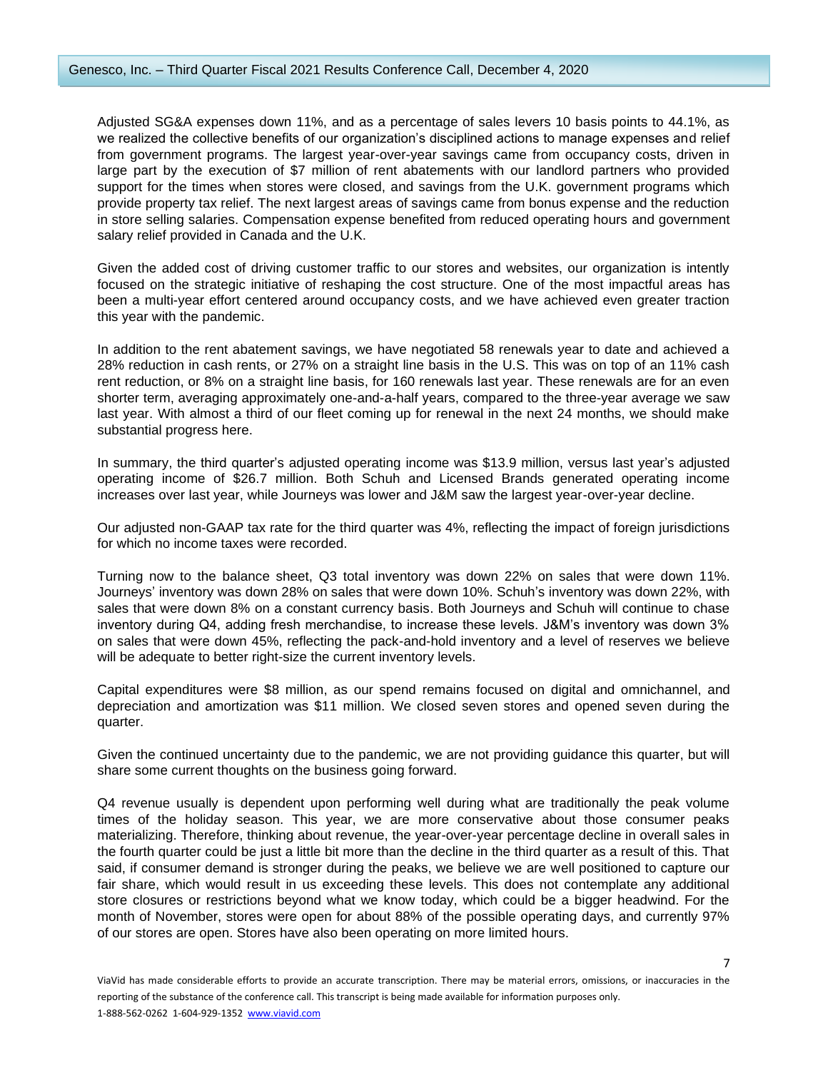Adjusted SG&A expenses down 11%, and as a percentage of sales levers 10 basis points to 44.1%, as we realized the collective benefits of our organization's disciplined actions to manage expenses and relief from government programs. The largest year-over-year savings came from occupancy costs, driven in large part by the execution of $7 million of rent abatements with our landlord partners who provided support for the times when stores were closed, and savings from the U.K. government programs which provide property tax relief. The next largest areas of savings came from bonus expense and the reduction in store selling salaries. Compensation expense benefited from reduced operating hours and government salary relief provided in Canada and the U.K.

Given the added cost of driving customer traffic to our stores and websites, our organization is intently focused on the strategic initiative of reshaping the cost structure. One of the most impactful areas has been a multi-year effort centered around occupancy costs, and we have achieved even greater traction this year with the pandemic.

In addition to the rent abatement savings, we have negotiated 58 renewals year to date and achieved a 28% reduction in cash rents, or 27% on a straight line basis in the U.S. This was on top of an 11% cash rent reduction, or 8% on a straight line basis, for 160 renewals last year. These renewals are for an even shorter term, averaging approximately one-and-a-half years, compared to the three-year average we saw last year. With almost a third of our fleet coming up for renewal in the next 24 months, we should make substantial progress here.

In summary, the third quarter's adjusted operating income was $13.9 million, versus last year's adjusted operating income of $26.7 million. Both Schuh and Licensed Brands generated operating income increases over last year, while Journeys was lower and J&M saw the largest year-over-year decline.

Our adjusted non-GAAP tax rate for the third quarter was 4%, reflecting the impact of foreign jurisdictions for which no income taxes were recorded.

Turning now to the balance sheet, Q3 total inventory was down 22% on sales that were down 11%. Journeys' inventory was down 28% on sales that were down 10%. Schuh's inventory was down 22%, with sales that were down 8% on a constant currency basis. Both Journeys and Schuh will continue to chase inventory during Q4, adding fresh merchandise, to increase these levels. J&M's inventory was down 3% on sales that were down 45%, reflecting the pack-and-hold inventory and a level of reserves we believe will be adequate to better right-size the current inventory levels.

Capital expenditures were $8 million, as our spend remains focused on digital and omnichannel, and depreciation and amortization was $11 million. We closed seven stores and opened seven during the quarter.

Given the continued uncertainty due to the pandemic, we are not providing guidance this quarter, but will share some current thoughts on the business going forward.

Q4 revenue usually is dependent upon performing well during what are traditionally the peak volume times of the holiday season. This year, we are more conservative about those consumer peaks materializing. Therefore, thinking about revenue, the year-over-year percentage decline in overall sales in the fourth quarter could be just a little bit more than the decline in the third quarter as a result of this. That said, if consumer demand is stronger during the peaks, we believe we are well positioned to capture our fair share, which would result in us exceeding these levels. This does not contemplate any additional store closures or restrictions beyond what we know today, which could be a bigger headwind. For the month of November, stores were open for about 88% of the possible operating days, and currently 97% of our stores are open. Stores have also been operating on more limited hours.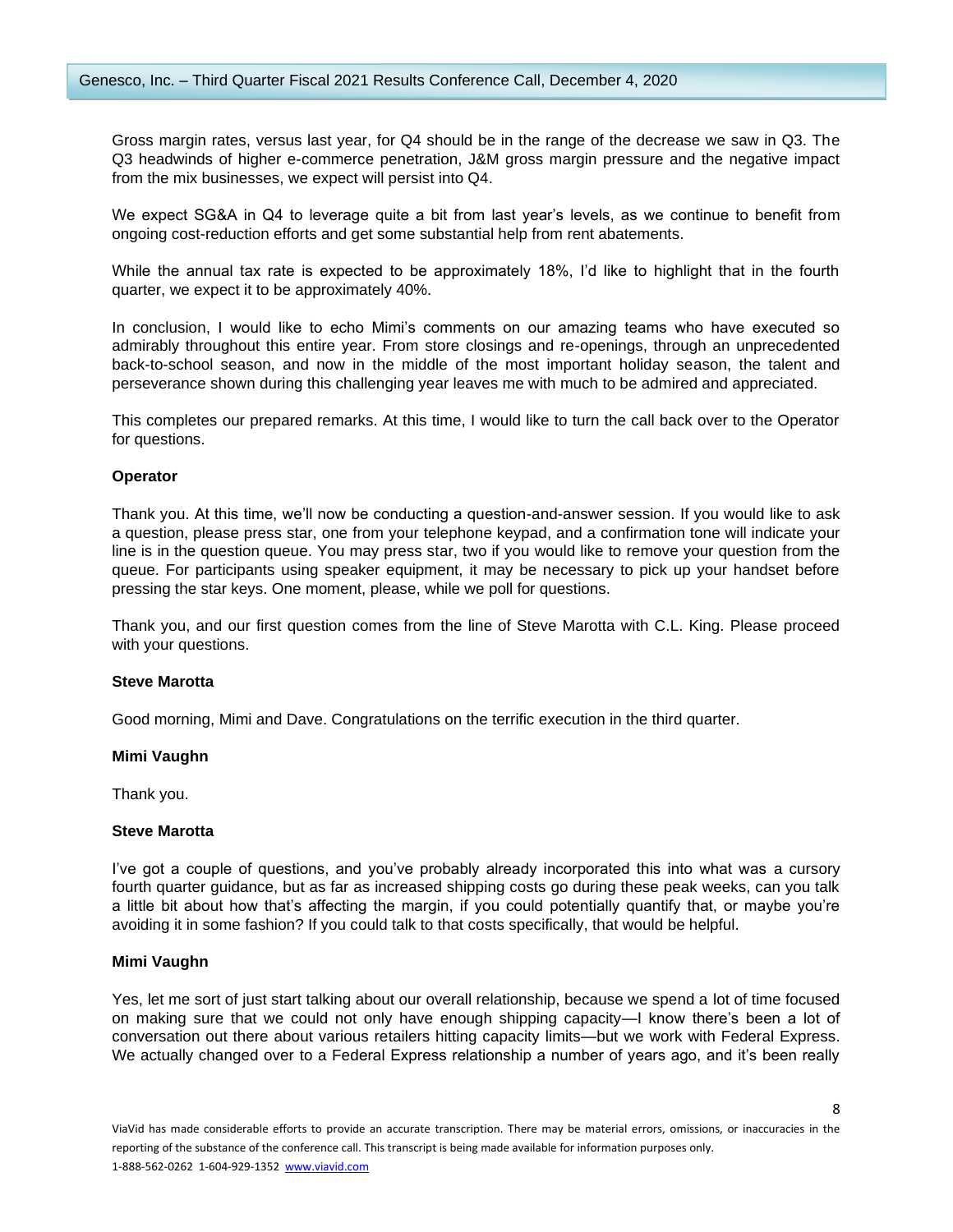Gross margin rates, versus last year, for Q4 should be in the range of the decrease we saw in Q3. The Q3 headwinds of higher e-commerce penetration, J&M gross margin pressure and the negative impact from the mix businesses, we expect will persist into Q4.

We expect SG&A in Q4 to leverage quite a bit from last year's levels, as we continue to benefit from ongoing cost-reduction efforts and get some substantial help from rent abatements.

While the annual tax rate is expected to be approximately 18%, I'd like to highlight that in the fourth quarter, we expect it to be approximately 40%.

In conclusion, I would like to echo Mimi's comments on our amazing teams who have executed so admirably throughout this entire year. From store closings and re-openings, through an unprecedented back-to-school season, and now in the middle of the most important holiday season, the talent and perseverance shown during this challenging year leaves me with much to be admired and appreciated.

This completes our prepared remarks. At this time, I would like to turn the call back over to the Operator for questions.

**Operator**

Thank you. At this time, we'll now be conducting a question-and-answer session. If you would like to ask a question, please press star, one from your telephone keypad, and a confirmation tone will indicate your line is in the question queue. You may press star, two if you would like to remove your question from the queue. For participants using speaker equipment, it may be necessary to pick up your handset before pressing the star keys. One moment, please, while we poll for questions.

Thank you, and our first question comes from the line of Steve Marotta with C.L. King. Please proceed with your questions.

**Steve Marotta**

Good morning, Mimi and Dave. Congratulations on the terrific execution in the third quarter.

**Mimi Vaughn**

Thank you.

**Steve Marotta**

I've got a couple of questions, and you've probably already incorporated this into what was a cursory fourth quarter guidance, but as far as increased shipping costs go during these peak weeks, can you talk a little bit about how that's affecting the margin, if you could potentially quantify that, or maybe you're avoiding it in some fashion? If you could talk to that costs specifically, that would be helpful.

**Mimi Vaughn**

Yes, let me sort of just start talking about our overall relationship, because we spend a lot of time focused on making sure that we could not only have enough shipping capacity—I know there's been a lot of conversation out there about various retailers hitting capacity limits—but we work with Federal Express. We actually changed over to a Federal Express relationship a number of years ago, and it's been really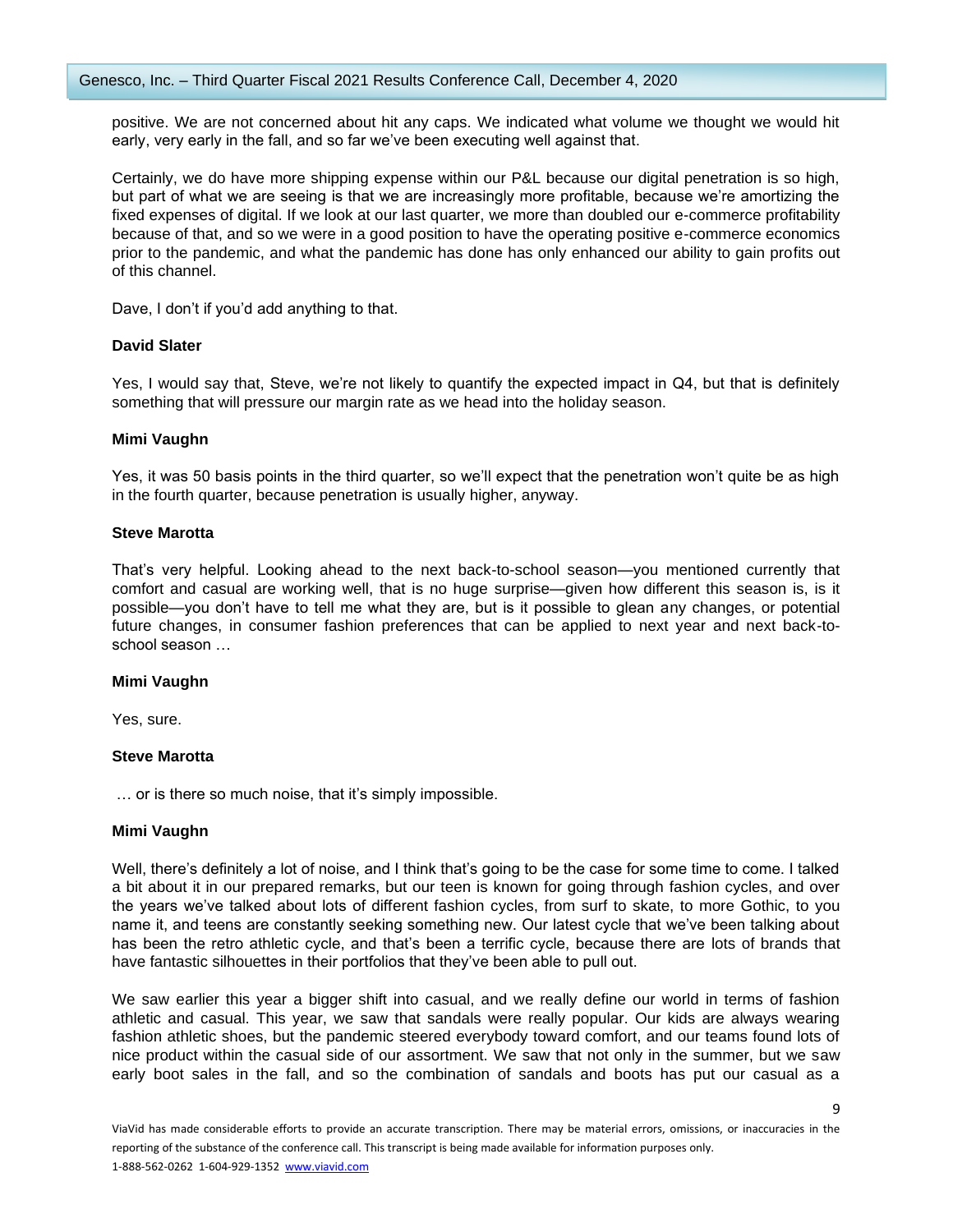positive. We are not concerned about hit any caps. We indicated what volume we thought we would hit early, very early in the fall, and so far we've been executing well against that.

Certainly, we do have more shipping expense within our P&L because our digital penetration is so high, but part of what we are seeing is that we are increasingly more profitable, because we're amortizing the fixed expenses of digital. If we look at our last quarter, we more than doubled our e-commerce profitability because of that, and so we were in a good position to have the operating positive e-commerce economics prior to the pandemic, and what the pandemic has done has only enhanced our ability to gain profits out of this channel.

Dave, I don't if you'd add anything to that.

**David Slater**

Yes, I would say that, Steve, we're not likely to quantify the expected impact in Q4, but that is definitely something that will pressure our margin rate as we head into the holiday season.

**Mimi Vaughn**

Yes, it was 50 basis points in the third quarter, so we'll expect that the penetration won't quite be as high in the fourth quarter, because penetration is usually higher, anyway.

**Steve Marotta**

That's very helpful. Looking ahead to the next back-to-school season—you mentioned currently that comfort and casual are working well, that is no huge surprise—given how different this season is, is it possible—you don't have to tell me what they are, but is it possible to glean any changes, or potential future changes, in consumer fashion preferences that can be applied to next year and next back-to-school season …

**Mimi Vaughn**

Yes, sure.

**Steve Marotta**

… or is there so much noise, that it's simply impossible.

**Mimi Vaughn**

Well, there's definitely a lot of noise, and I think that's going to be the case for some time to come. I talked a bit about it in our prepared remarks, but our teen is known for going through fashion cycles, and over the years we've talked about lots of different fashion cycles, from surf to skate, to more Gothic, to you name it, and teens are constantly seeking something new. Our latest cycle that we've been talking about has been the retro athletic cycle, and that's been a terrific cycle, because there are lots of brands that have fantastic silhouettes in their portfolios that they've been able to pull out.

We saw earlier this year a bigger shift into casual, and we really define our world in terms of fashion athletic and casual. This year, we saw that sandals were really popular. Our kids are always wearing fashion athletic shoes, but the pandemic steered everybody toward comfort, and our teams found lots of nice product within the casual side of our assortment. We saw that not only in the summer, but we saw early boot sales in the fall, and so the combination of sandals and boots has put our casual as a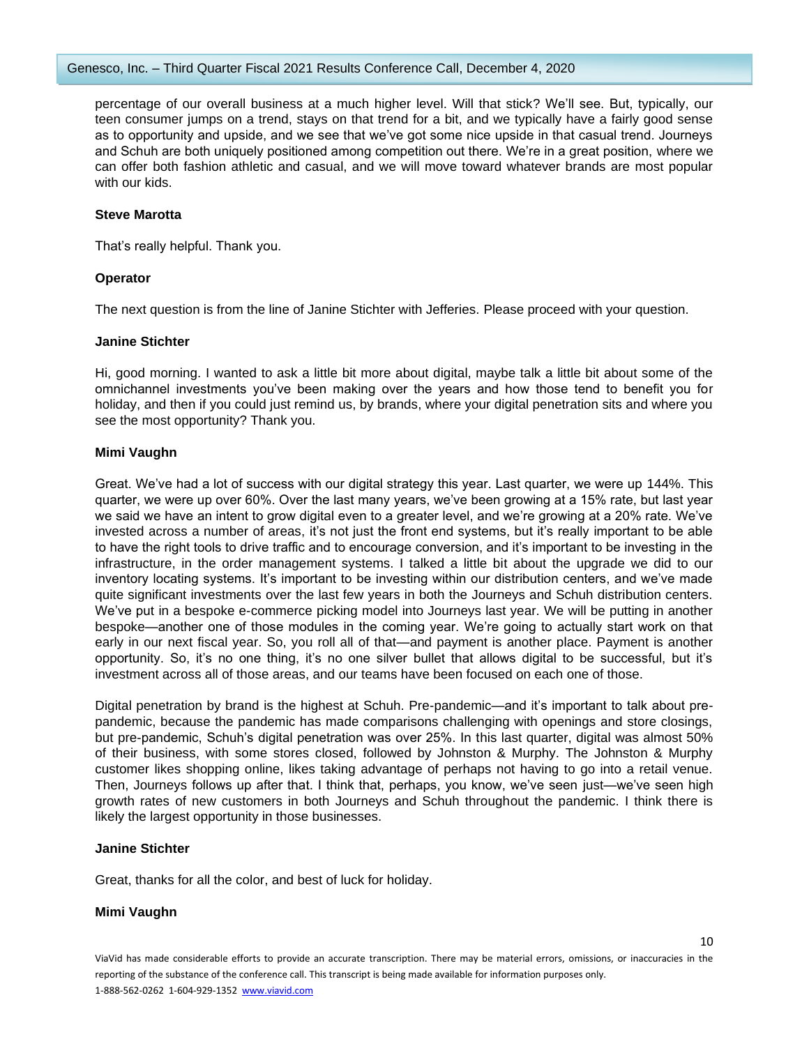percentage of our overall business at a much higher level. Will that stick? We'll see. But, typically, our teen consumer jumps on a trend, stays on that trend for a bit, and we typically have a fairly good sense as to opportunity and upside, and we see that we've got some nice upside in that casual trend. Journeys and Schuh are both uniquely positioned among competition out there. We're in a great position, where we can offer both fashion athletic and casual, and we will move toward whatever brands are most popular with our kids.

**Steve Marotta**

That's really helpful. Thank you.

**Operator**

The next question is from the line of Janine Stichter with Jefferies. Please proceed with your question.

**Janine Stichter**

Hi, good morning. I wanted to ask a little bit more about digital, maybe talk a little bit about some of the omnichannel investments you've been making over the years and how those tend to benefit you for holiday, and then if you could just remind us, by brands, where your digital penetration sits and where you see the most opportunity? Thank you.

**Mimi Vaughn**

Great. We've had a lot of success with our digital strategy this year. Last quarter, we were up 144%. This quarter, we were up over 60%. Over the last many years, we've been growing at a 15% rate, but last year we said we have an intent to grow digital even to a greater level, and we're growing at a 20% rate. We've invested across a number of areas, it's not just the front end systems, but it's really important to be able to have the right tools to drive traffic and to encourage conversion, and it's important to be investing in the infrastructure, in the order management systems. I talked a little bit about the upgrade we did to our inventory locating systems. It's important to be investing within our distribution centers, and we've made quite significant investments over the last few years in both the Journeys and Schuh distribution centers. We've put in a bespoke e-commerce picking model into Journeys last year. We will be putting in another bespoke—another one of those modules in the coming year. We're going to actually start work on that early in our next fiscal year. So, you roll all of that—and payment is another place. Payment is another opportunity. So, it's no one thing, it's no one silver bullet that allows digital to be successful, but it's investment across all of those areas, and our teams have been focused on each one of those.

Digital penetration by brand is the highest at Schuh. Pre-pandemic—and it's important to talk about pre-pandemic, because the pandemic has made comparisons challenging with openings and store closings, but pre-pandemic, Schuh's digital penetration was over 25%. In this last quarter, digital was almost 50% of their business, with some stores closed, followed by Johnston & Murphy. The Johnston & Murphy customer likes shopping online, likes taking advantage of perhaps not having to go into a retail venue. Then, Journeys follows up after that. I think that, perhaps, you know, we've seen just—we've seen high growth rates of new customers in both Journeys and Schuh throughout the pandemic. I think there is likely the largest opportunity in those businesses.

**Janine Stichter**

Great, thanks for all the color, and best of luck for holiday.

**Mimi Vaughn**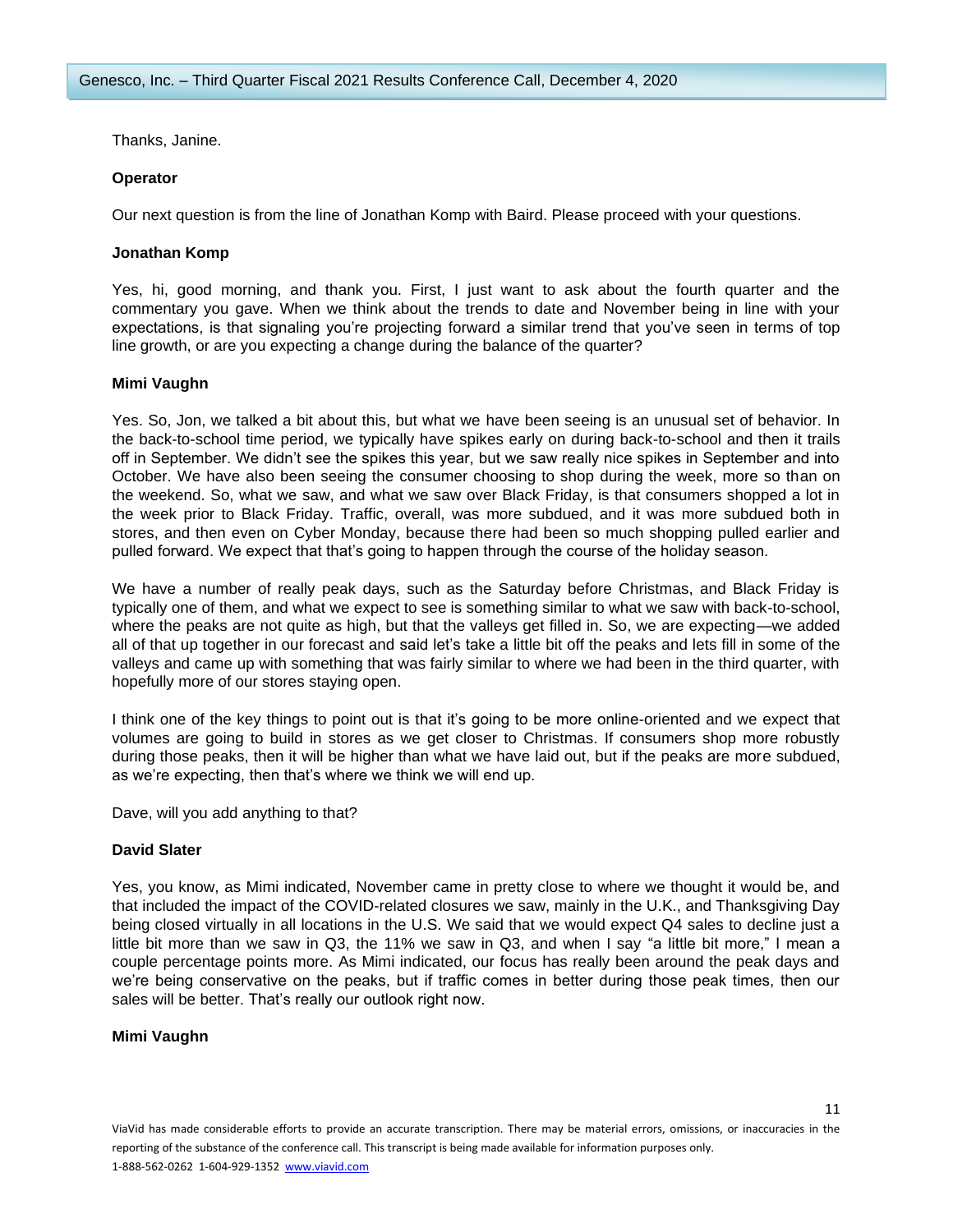Thanks, Janine.

**Operator**

Our next question is from the line of Jonathan Komp with Baird. Please proceed with your questions.

**Jonathan Komp**

Yes, hi, good morning, and thank you. First, I just want to ask about the fourth quarter and the commentary you gave. When we think about the trends to date and November being in line with your expectations, is that signaling you're projecting forward a similar trend that you've seen in terms of top line growth, or are you expecting a change during the balance of the quarter?

**Mimi Vaughn**

Yes. So, Jon, we talked a bit about this, but what we have been seeing is an unusual set of behavior. In the back-to-school time period, we typically have spikes early on during back-to-school and then it trails off in September. We didn't see the spikes this year, but we saw really nice spikes in September and into October. We have also been seeing the consumer choosing to shop during the week, more so than on the weekend. So, what we saw, and what we saw over Black Friday, is that consumers shopped a lot in the week prior to Black Friday. Traffic, overall, was more subdued, and it was more subdued both in stores, and then even on Cyber Monday, because there had been so much shopping pulled earlier and pulled forward. We expect that that's going to happen through the course of the holiday season.

We have a number of really peak days, such as the Saturday before Christmas, and Black Friday is typically one of them, and what we expect to see is something similar to what we saw with back-to-school, where the peaks are not quite as high, but that the valleys get filled in. So, we are expecting—we added all of that up together in our forecast and said let's take a little bit off the peaks and lets fill in some of the valleys and came up with something that was fairly similar to where we had been in the third quarter, with hopefully more of our stores staying open.

I think one of the key things to point out is that it's going to be more online-oriented and we expect that volumes are going to build in stores as we get closer to Christmas. If consumers shop more robustly during those peaks, then it will be higher than what we have laid out, but if the peaks are more subdued, as we're expecting, then that's where we think we will end up.

Dave, will you add anything to that?

**David Slater**

Yes, you know, as Mimi indicated, November came in pretty close to where we thought it would be, and that included the impact of the COVID-related closures we saw, mainly in the U.K., and Thanksgiving Day being closed virtually in all locations in the U.S. We said that we would expect Q4 sales to decline just a little bit more than we saw in Q3, the 11% we saw in Q3, and when I say "a little bit more," I mean a couple percentage points more. As Mimi indicated, our focus has really been around the peak days and we're being conservative on the peaks, but if traffic comes in better during those peak times, then our sales will be better. That's really our outlook right now.

**Mimi Vaughn**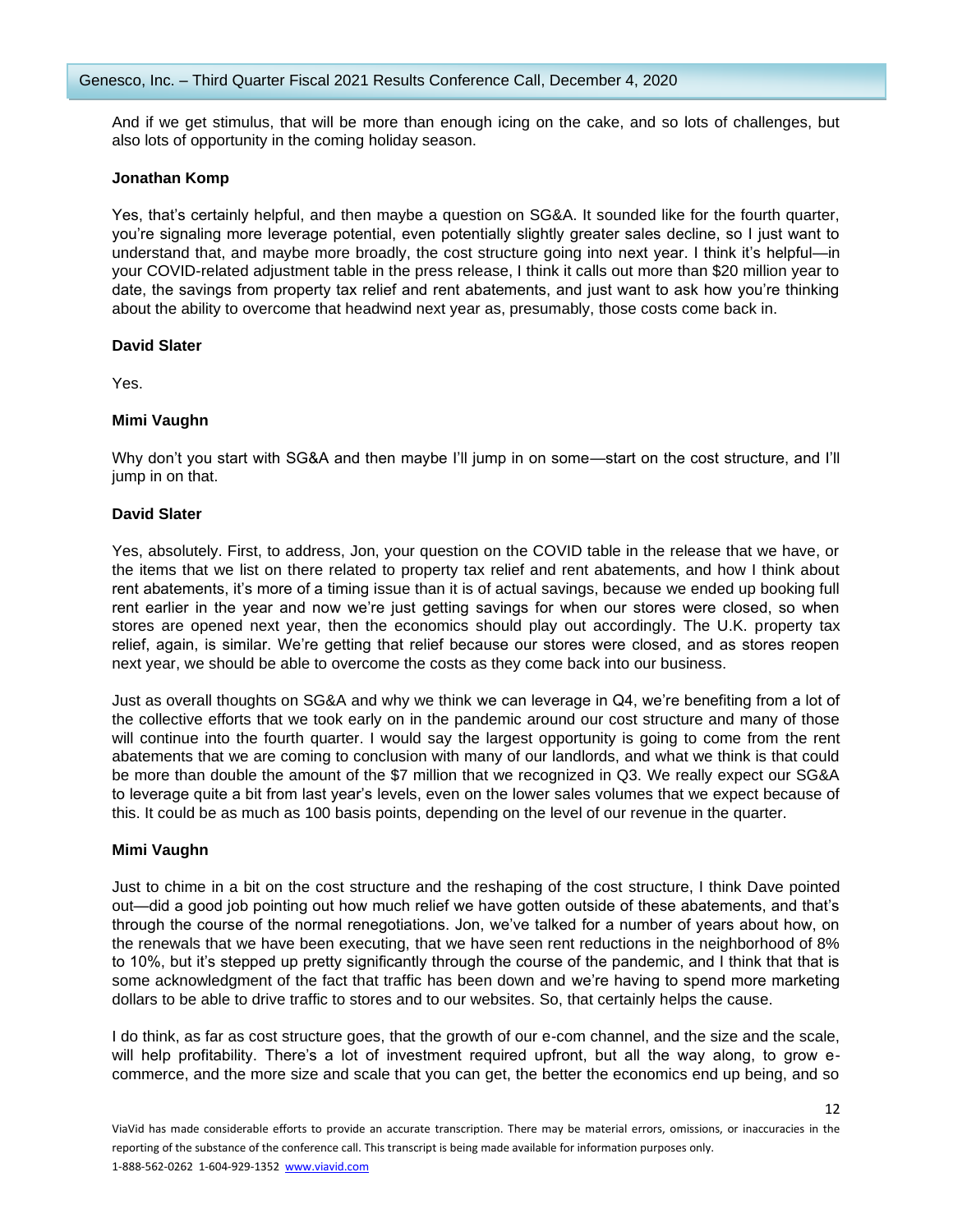And if we get stimulus, that will be more than enough icing on the cake, and so lots of challenges, but also lots of opportunity in the coming holiday season.

**Jonathan Komp**

Yes, that's certainly helpful, and then maybe a question on SG&A. It sounded like for the fourth quarter, you're signaling more leverage potential, even potentially slightly greater sales decline, so I just want to understand that, and maybe more broadly, the cost structure going into next year. I think it's helpful—in your COVID-related adjustment table in the press release, I think it calls out more than $20 million year to date, the savings from property tax relief and rent abatements, and just want to ask how you're thinking about the ability to overcome that headwind next year as, presumably, those costs come back in.

**David Slater**

Yes.

**Mimi Vaughn**

Why don't you start with SG&A and then maybe I'll jump in on some—start on the cost structure, and I'll jump in on that.

**David Slater**

Yes, absolutely. First, to address, Jon, your question on the COVID table in the release that we have, or the items that we list on there related to property tax relief and rent abatements, and how I think about rent abatements, it's more of a timing issue than it is of actual savings, because we ended up booking full rent earlier in the year and now we're just getting savings for when our stores were closed, so when stores are opened next year, then the economics should play out accordingly. The U.K. property tax relief, again, is similar. We're getting that relief because our stores were closed, and as stores reopen next year, we should be able to overcome the costs as they come back into our business.

Just as overall thoughts on SG&A and why we think we can leverage in Q4, we're benefiting from a lot of the collective efforts that we took early on in the pandemic around our cost structure and many of those will continue into the fourth quarter. I would say the largest opportunity is going to come from the rent abatements that we are coming to conclusion with many of our landlords, and what we think is that could be more than double the amount of the $7 million that we recognized in Q3. We really expect our SG&A to leverage quite a bit from last year's levels, even on the lower sales volumes that we expect because of this. It could be as much as 100 basis points, depending on the level of our revenue in the quarter.

**Mimi Vaughn**

Just to chime in a bit on the cost structure and the reshaping of the cost structure, I think Dave pointed out—did a good job pointing out how much relief we have gotten outside of these abatements, and that's through the course of the normal renegotiations. Jon, we've talked for a number of years about how, on the renewals that we have been executing, that we have seen rent reductions in the neighborhood of 8% to 10%, but it's stepped up pretty significantly through the course of the pandemic, and I think that that is some acknowledgment of the fact that traffic has been down and we're having to spend more marketing dollars to be able to drive traffic to stores and to our websites. So, that certainly helps the cause.

I do think, as far as cost structure goes, that the growth of our e-com channel, and the size and the scale, will help profitability. There's a lot of investment required upfront, but all the way along, to grow e-commerce, and the more size and scale that you can get, the better the economics end up being, and so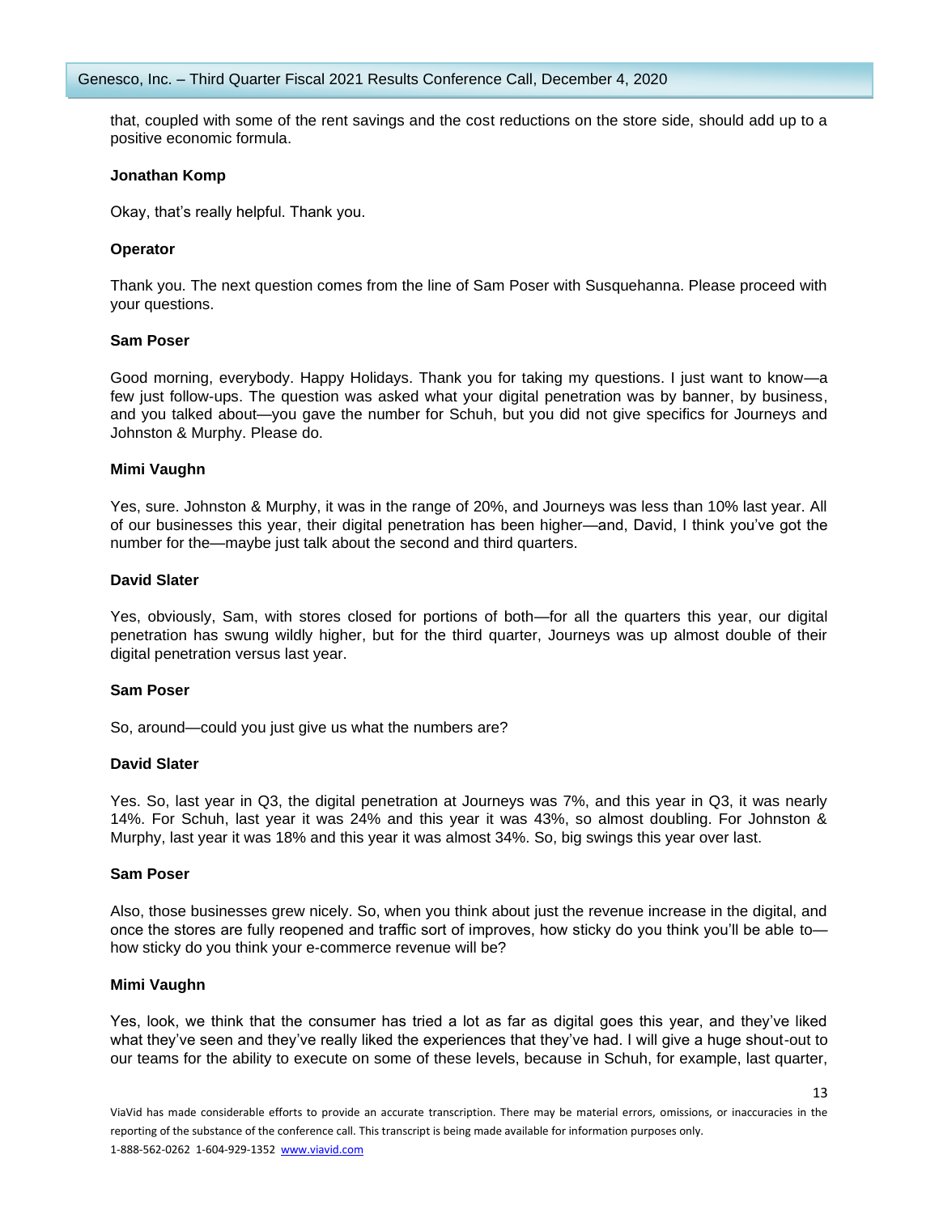that, coupled with some of the rent savings and the cost reductions on the store side, should add up to a positive economic formula.

**Jonathan Komp**

Okay, that's really helpful. Thank you.

**Operator**

Thank you. The next question comes from the line of Sam Poser with Susquehanna. Please proceed with your questions.

**Sam Poser**

Good morning, everybody. Happy Holidays. Thank you for taking my questions. I just want to know—a few just follow-ups. The question was asked what your digital penetration was by banner, by business, and you talked about—you gave the number for Schuh, but you did not give specifics for Journeys and Johnston & Murphy. Please do.

**Mimi Vaughn**

Yes, sure. Johnston & Murphy, it was in the range of 20%, and Journeys was less than 10% last year. All of our businesses this year, their digital penetration has been higher—and, David, I think you've got the number for the—maybe just talk about the second and third quarters.

**David Slater**

Yes, obviously, Sam, with stores closed for portions of both—for all the quarters this year, our digital penetration has swung wildly higher, but for the third quarter, Journeys was up almost double of their digital penetration versus last year.

**Sam Poser**

So, around—could you just give us what the numbers are?

**David Slater**

Yes. So, last year in Q3, the digital penetration at Journeys was 7%, and this year in Q3, it was nearly 14%. For Schuh, last year it was 24% and this year it was 43%, so almost doubling. For Johnston & Murphy, last year it was 18% and this year it was almost 34%. So, big swings this year over last.

**Sam Poser**

Also, those businesses grew nicely. So, when you think about just the revenue increase in the digital, and once the stores are fully reopened and traffic sort of improves, how sticky do you think you'll be able to—how sticky do you think your e-commerce revenue will be?

**Mimi Vaughn**

Yes, look, we think that the consumer has tried a lot as far as digital goes this year, and they've liked what they've seen and they've really liked the experiences that they've had. I will give a huge shout-out to our teams for the ability to execute on some of these levels, because in Schuh, for example, last quarter,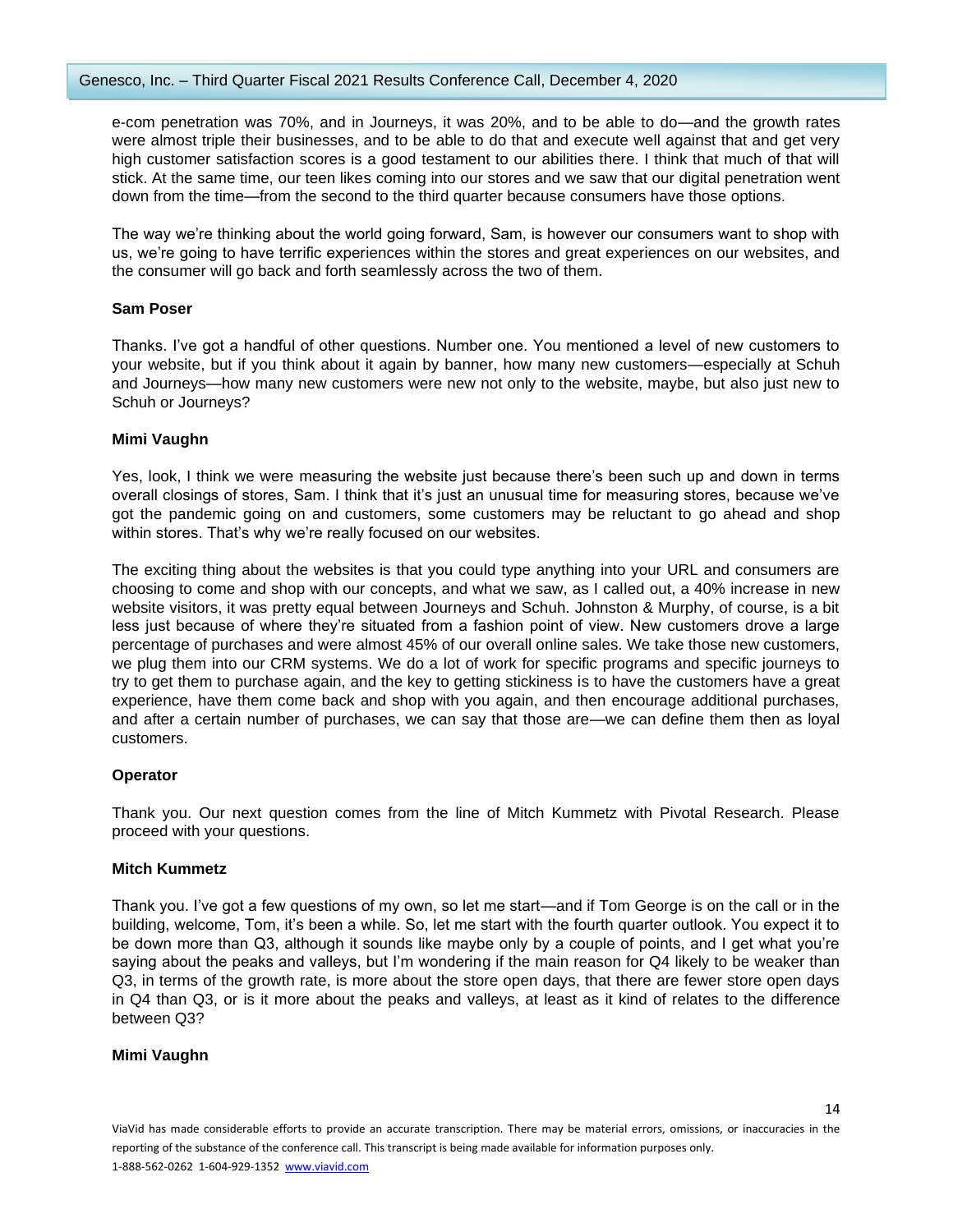e-com penetration was 70%, and in Journeys, it was 20%, and to be able to do—and the growth rates were almost triple their businesses, and to be able to do that and execute well against that and get very high customer satisfaction scores is a good testament to our abilities there. I think that much of that will stick. At the same time, our teen likes coming into our stores and we saw that our digital penetration went down from the time—from the second to the third quarter because consumers have those options.

The way we're thinking about the world going forward, Sam, is however our consumers want to shop with us, we're going to have terrific experiences within the stores and great experiences on our websites, and the consumer will go back and forth seamlessly across the two of them.

**Sam Poser**

Thanks. I've got a handful of other questions. Number one. You mentioned a level of new customers to your website, but if you think about it again by banner, how many new customers—especially at Schuh and Journeys—how many new customers were new not only to the website, maybe, but also just new to Schuh or Journeys?

**Mimi Vaughn**

Yes, look, I think we were measuring the website just because there's been such up and down in terms overall closings of stores, Sam. I think that it's just an unusual time for measuring stores, because we've got the pandemic going on and customers, some customers may be reluctant to go ahead and shop within stores. That's why we're really focused on our websites.

The exciting thing about the websites is that you could type anything into your URL and consumers are choosing to come and shop with our concepts, and what we saw, as I called out, a 40% increase in new website visitors, it was pretty equal between Journeys and Schuh. Johnston & Murphy, of course, is a bit less just because of where they're situated from a fashion point of view. New customers drove a large percentage of purchases and were almost 45% of our overall online sales. We take those new customers, we plug them into our CRM systems. We do a lot of work for specific programs and specific journeys to try to get them to purchase again, and the key to getting stickiness is to have the customers have a great experience, have them come back and shop with you again, and then encourage additional purchases, and after a certain number of purchases, we can say that those are—we can define them then as loyal customers.

**Operator**

Thank you. Our next question comes from the line of Mitch Kummetz with Pivotal Research. Please proceed with your questions.

**Mitch Kummetz**

Thank you. I've got a few questions of my own, so let me start—and if Tom George is on the call or in the building, welcome, Tom, it's been a while. So, let me start with the fourth quarter outlook. You expect it to be down more than Q3, although it sounds like maybe only by a couple of points, and I get what you're saying about the peaks and valleys, but I'm wondering if the main reason for Q4 likely to be weaker than Q3, in terms of the growth rate, is more about the store open days, that there are fewer store open days in Q4 than Q3, or is it more about the peaks and valleys, at least as it kind of relates to the difference between Q3?

**Mimi Vaughn**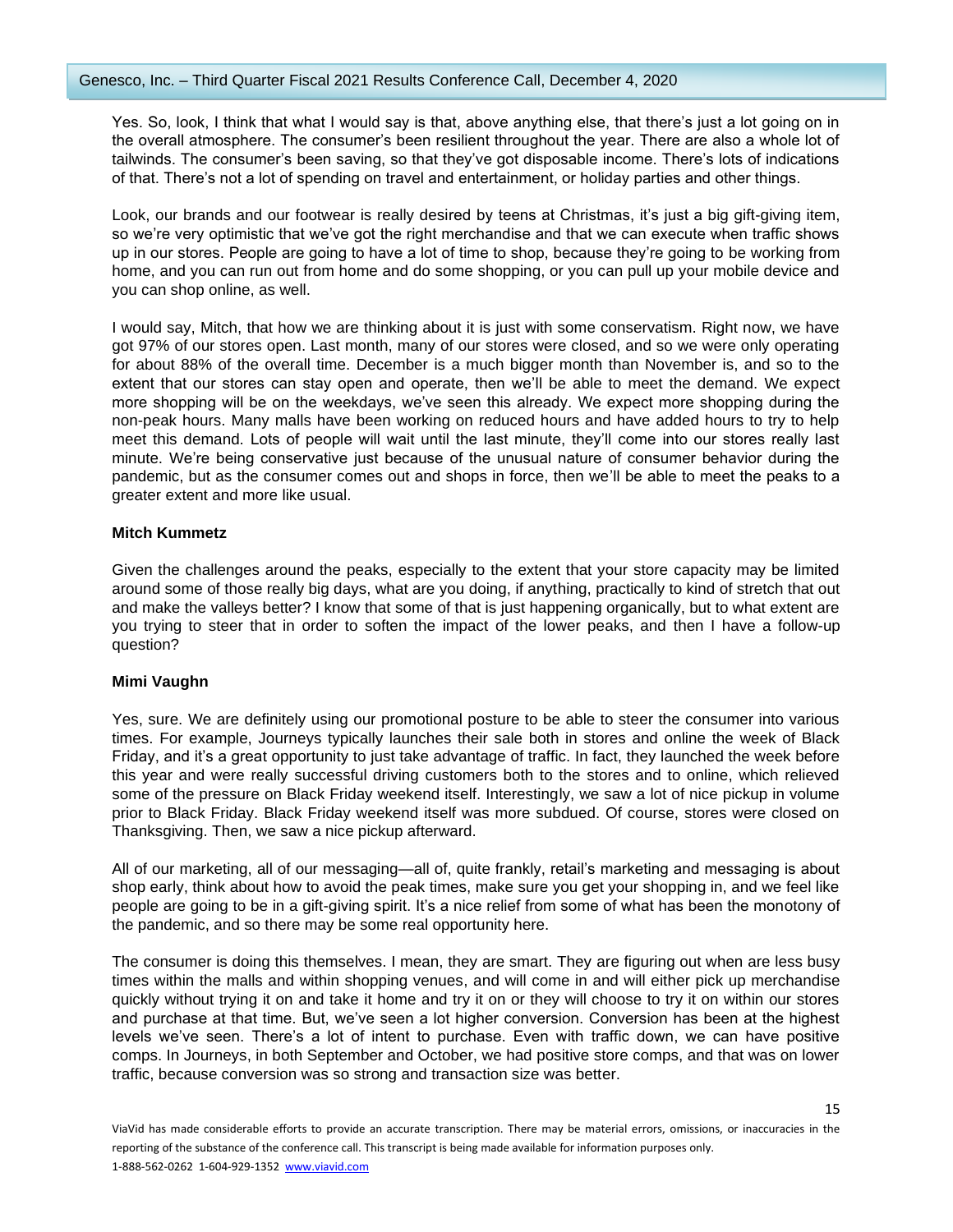Yes. So, look, I think that what I would say is that, above anything else, that there's just a lot going on in the overall atmosphere. The consumer's been resilient throughout the year. There are also a whole lot of tailwinds. The consumer's been saving, so that they've got disposable income. There's lots of indications of that. There's not a lot of spending on travel and entertainment, or holiday parties and other things.

Look, our brands and our footwear is really desired by teens at Christmas, it's just a big gift-giving item, so we're very optimistic that we've got the right merchandise and that we can execute when traffic shows up in our stores. People are going to have a lot of time to shop, because they're going to be working from home, and you can run out from home and do some shopping, or you can pull up your mobile device and you can shop online, as well.

I would say, Mitch, that how we are thinking about it is just with some conservatism. Right now, we have got 97% of our stores open. Last month, many of our stores were closed, and so we were only operating for about 88% of the overall time. December is a much bigger month than November is, and so to the extent that our stores can stay open and operate, then we'll be able to meet the demand. We expect more shopping will be on the weekdays, we've seen this already. We expect more shopping during the non-peak hours. Many malls have been working on reduced hours and have added hours to try to help meet this demand. Lots of people will wait until the last minute, they'll come into our stores really last minute. We're being conservative just because of the unusual nature of consumer behavior during the pandemic, but as the consumer comes out and shops in force, then we'll be able to meet the peaks to a greater extent and more like usual.

**Mitch Kummetz**

Given the challenges around the peaks, especially to the extent that your store capacity may be limited around some of those really big days, what are you doing, if anything, practically to kind of stretch that out and make the valleys better? I know that some of that is just happening organically, but to what extent are you trying to steer that in order to soften the impact of the lower peaks, and then I have a follow-up question?

**Mimi Vaughn**

Yes, sure. We are definitely using our promotional posture to be able to steer the consumer into various times. For example, Journeys typically launches their sale both in stores and online the week of Black Friday, and it's a great opportunity to just take advantage of traffic. In fact, they launched the week before this year and were really successful driving customers both to the stores and to online, which relieved some of the pressure on Black Friday weekend itself. Interestingly, we saw a lot of nice pickup in volume prior to Black Friday. Black Friday weekend itself was more subdued. Of course, stores were closed on Thanksgiving. Then, we saw a nice pickup afterward.

All of our marketing, all of our messaging—all of, quite frankly, retail's marketing and messaging is about shop early, think about how to avoid the peak times, make sure you get your shopping in, and we feel like people are going to be in a gift-giving spirit. It's a nice relief from some of what has been the monotony of the pandemic, and so there may be some real opportunity here.

The consumer is doing this themselves. I mean, they are smart. They are figuring out when are less busy times within the malls and within shopping venues, and will come in and will either pick up merchandise quickly without trying it on and take it home and try it on or they will choose to try it on within our stores and purchase at that time. But, we've seen a lot higher conversion. Conversion has been at the highest levels we've seen. There's a lot of intent to purchase. Even with traffic down, we can have positive comps. In Journeys, in both September and October, we had positive store comps, and that was on lower traffic, because conversion was so strong and transaction size was better.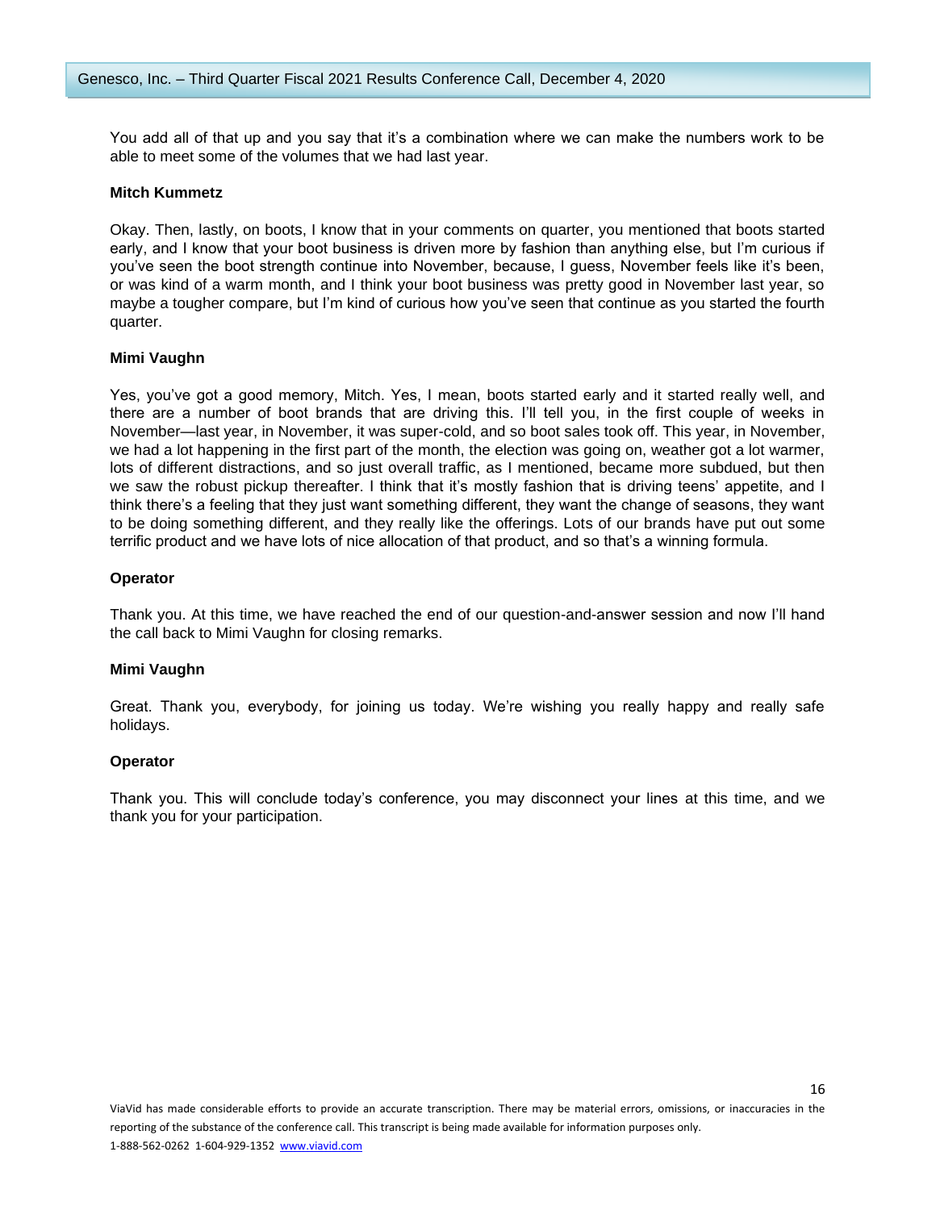You add all of that up and you say that it's a combination where we can make the numbers work to be able to meet some of the volumes that we had last year.

**Mitch Kummetz**

Okay. Then, lastly, on boots, I know that in your comments on quarter, you mentioned that boots started early, and I know that your boot business is driven more by fashion than anything else, but I'm curious if you've seen the boot strength continue into November, because, I guess, November feels like it's been, or was kind of a warm month, and I think your boot business was pretty good in November last year, so maybe a tougher compare, but I'm kind of curious how you've seen that continue as you started the fourth quarter.

**Mimi Vaughn**

Yes, you've got a good memory, Mitch. Yes, I mean, boots started early and it started really well, and there are a number of boot brands that are driving this. I'll tell you, in the first couple of weeks in November—last year, in November, it was super-cold, and so boot sales took off. This year, in November, we had a lot happening in the first part of the month, the election was going on, weather got a lot warmer, lots of different distractions, and so just overall traffic, as I mentioned, became more subdued, but then we saw the robust pickup thereafter. I think that it's mostly fashion that is driving teens' appetite, and I think there's a feeling that they just want something different, they want the change of seasons, they want to be doing something different, and they really like the offerings. Lots of our brands have put out some terrific product and we have lots of nice allocation of that product, and so that's a winning formula.

**Operator**

Thank you. At this time, we have reached the end of our question-and-answer session and now I'll hand the call back to Mimi Vaughn for closing remarks.

**Mimi Vaughn**

Great. Thank you, everybody, for joining us today. We're wishing you really happy and really safe holidays.

**Operator**

Thank you. This will conclude today's conference, you may disconnect your lines at this time, and we thank you for your participation.